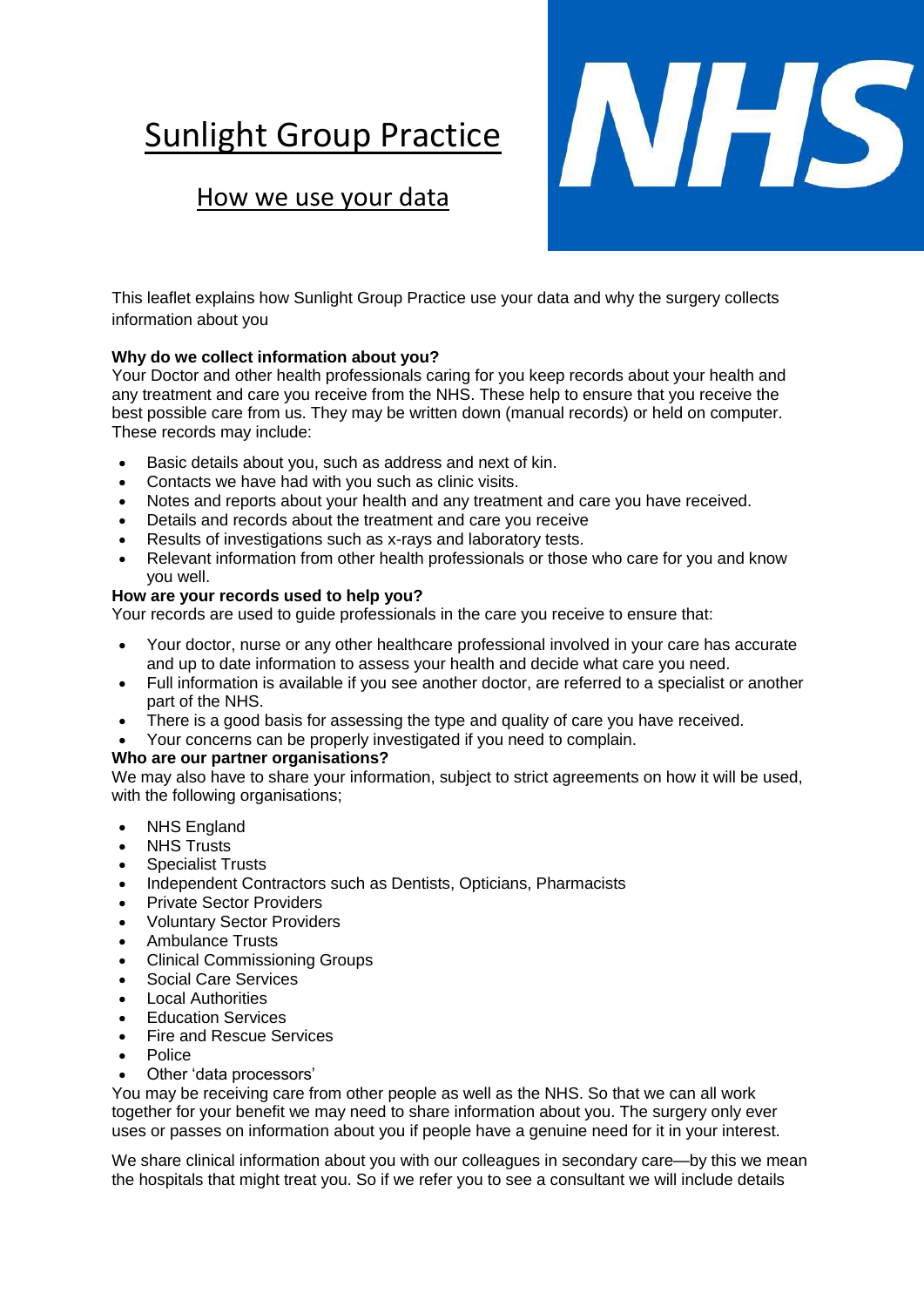# Sunlight Group Practice

## How we use your data

This leaflet explains how Sunlight Group Practice use your data and why the surgery collects information about you

**Why do we collect information about you?**

Your Doctor and other health professionals caring for you keep records about your health and any treatment and care you receive from the NHS. These help to ensure that you receive the best possible care from us. They may be written down (manual records) or held on computer. These records may include:

- Basic details about you, such as address and next of kin.
- Contacts we have had with you such as clinic visits.
- Notes and reports about your health and any treatment and care you have received.
- Details and records about the treatment and care you receive
- Results of investigations such as x-rays and laboratory tests.
- Relevant information from other health professionals or those who care for you and know you well.

**How are your records used to help you?**

Your records are used to guide professionals in the care you receive to ensure that:

- Your doctor, nurse or any other healthcare professional involved in your care has accurate and up to date information to assess your health and decide what care you need.
- Full information is available if you see another doctor, are referred to a specialist or another part of the NHS.
- There is a good basis for assessing the type and quality of care you have received.
- Your concerns can be properly investigated if you need to complain.

**Who are our partner organisations?**

We may also have to share your information, subject to strict agreements on how it will be used, with the following organisations;

- NHS England
- NHS Trusts
- Specialist Trusts
- Independent Contractors such as Dentists, Opticians, Pharmacists
- Private Sector Providers
- Voluntary Sector Providers
- Ambulance Trusts
- Clinical Commissioning Groups
- Social Care Services
- Local Authorities
- Education Services
- Fire and Rescue Services
- Police
- Other 'data processors'

You may be receiving care from other people as well as the NHS. So that we can all work together for your benefit we may need to share information about you. The surgery only ever uses or passes on information about you if people have a genuine need for it in your interest.

We share clinical information about you with our colleagues in secondary care—by this we mean the hospitals that might treat you. So if we refer you to see a consultant we will include details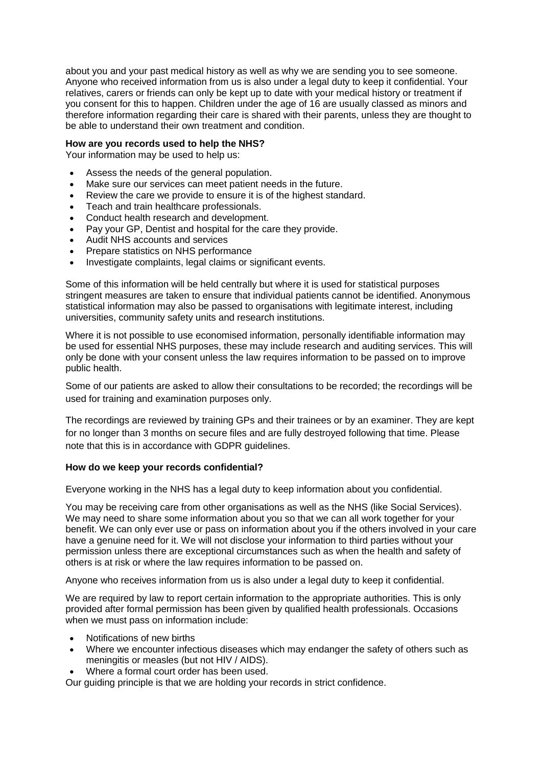about you and your past medical history as well as why we are sending you to see someone. Anyone who received information from us is also under a legal duty to keep it confidential. Your relatives, carers or friends can only be kept up to date with your medical history or treatment if you consent for this to happen. Children under the age of 16 are usually classed as minors and therefore information regarding their care is shared with their parents, unless they are thought to be able to understand their own treatment and condition.

**How are you records used to help the NHS?**

Your information may be used to help us:

- Assess the needs of the general population.
- Make sure our services can meet patient needs in the future.
- Review the care we provide to ensure it is of the highest standard.
- Teach and train healthcare professionals.
- Conduct health research and development.
- Pay your GP, Dentist and hospital for the care they provide.
- Audit NHS accounts and services
- Prepare statistics on NHS performance
- Investigate complaints, legal claims or significant events.

Some of this information will be held centrally but where it is used for statistical purposes stringent measures are taken to ensure that individual patients cannot be identified. Anonymous statistical information may also be passed to organisations with legitimate interest, including universities, community safety units and research institutions.

Where it is not possible to use economised information, personally identifiable information may be used for essential NHS purposes, these may include research and auditing services. This will only be done with your consent unless the law requires information to be passed on to improve public health.

Some of our patients are asked to allow their consultations to be recorded; the recordings will be used for training and examination purposes only.

The recordings are reviewed by training GPs and their trainees or by an examiner. They are kept for no longer than 3 months on secure files and are fully destroyed following that time. Please note that this is in accordance with GDPR guidelines.

**How do we keep your records confidential?**

Everyone working in the NHS has a legal duty to keep information about you confidential.

You may be receiving care from other organisations as well as the NHS (like Social Services). We may need to share some information about you so that we can all work together for your benefit. We can only ever use or pass on information about you if the others involved in your care have a genuine need for it. We will not disclose your information to third parties without your permission unless there are exceptional circumstances such as when the health and safety of others is at risk or where the law requires information to be passed on.

Anyone who receives information from us is also under a legal duty to keep it confidential.

We are required by law to report certain information to the appropriate authorities. This is only provided after formal permission has been given by qualified health professionals. Occasions when we must pass on information include:

- Notifications of new births
- Where we encounter infectious diseases which may endanger the safety of others such as meningitis or measles (but not HIV / AIDS).
- Where a formal court order has been used.

Our guiding principle is that we are holding your records in strict confidence.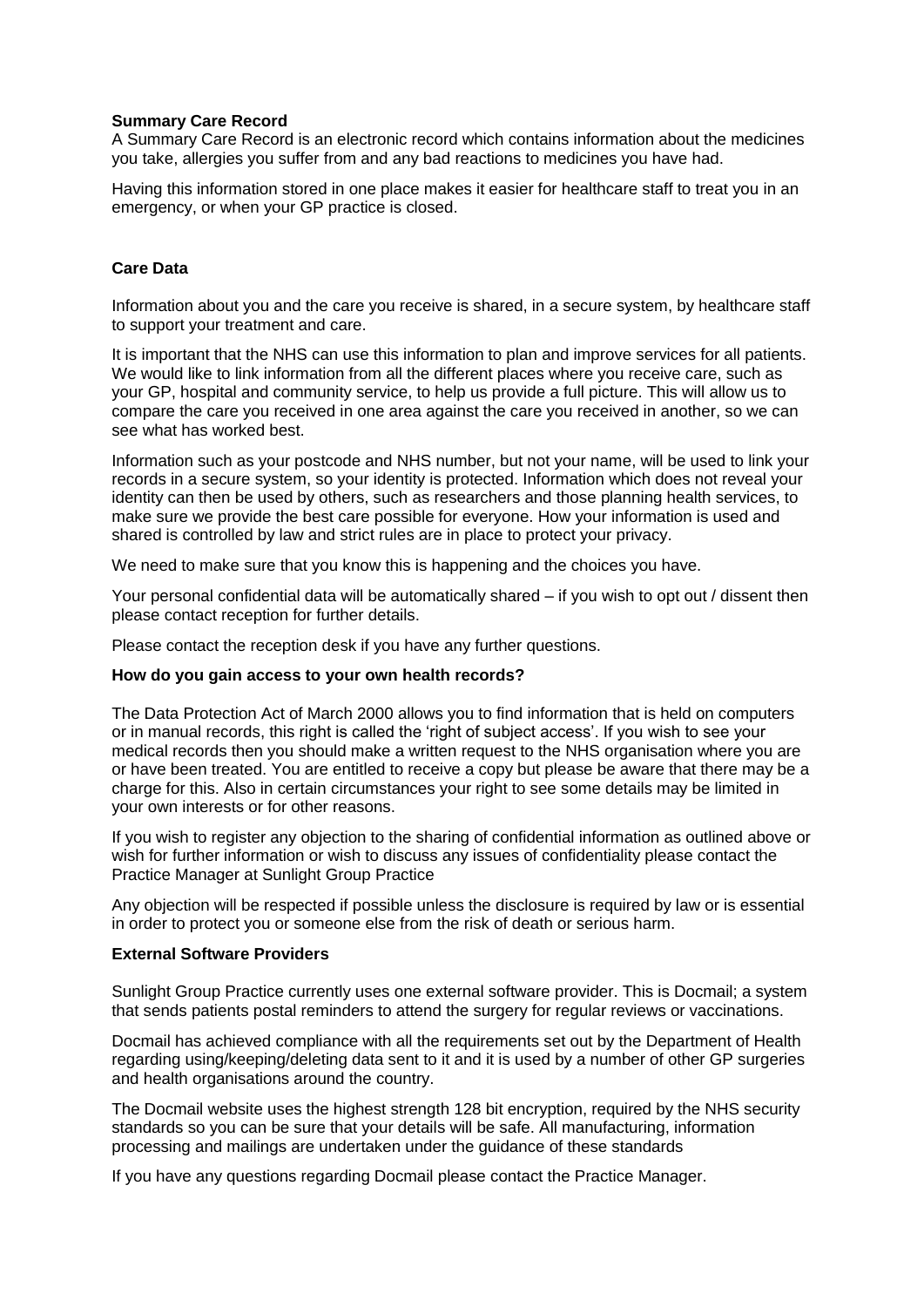**Summary Care Record**

A Summary Care Record is an electronic record which contains information about the medicines you take, allergies you suffer from and any bad reactions to medicines you have had.

Having this information stored in one place makes it easier for healthcare staff to treat you in an emergency, or when your GP practice is closed.

**Care Data**

Information about you and the care you receive is shared, in a secure system, by healthcare staff to support your treatment and care.

It is important that the NHS can use this information to plan and improve services for all patients. We would like to link information from all the different places where you receive care, such as your GP, hospital and community service, to help us provide a full picture. This will allow us to compare the care you received in one area against the care you received in another, so we can see what has worked best.

Information such as your postcode and NHS number, but not your name, will be used to link your records in a secure system, so your identity is protected. Information which does not reveal your identity can then be used by others, such as researchers and those planning health services, to make sure we provide the best care possible for everyone. How your information is used and shared is controlled by law and strict rules are in place to protect your privacy.

We need to make sure that you know this is happening and the choices you have.

Your personal confidential data will be automatically shared – if you wish to opt out / dissent then please contact reception for further details.

Please contact the reception desk if you have any further questions.

**How do you gain access to your own health records?**

The Data Protection Act of March 2000 allows you to find information that is held on computers or in manual records, this right is called the 'right of subject access'. If you wish to see your medical records then you should make a written request to the NHS organisation where you are or have been treated. You are entitled to receive a copy but please be aware that there may be a charge for this. Also in certain circumstances your right to see some details may be limited in your own interests or for other reasons.

If you wish to register any objection to the sharing of confidential information as outlined above or wish for further information or wish to discuss any issues of confidentiality please contact the Practice Manager at Sunlight Group Practice

Any objection will be respected if possible unless the disclosure is required by law or is essential in order to protect you or someone else from the risk of death or serious harm.

**External Software Providers**

Sunlight Group Practice currently uses one external software provider. This is Docmail; a system that sends patients postal reminders to attend the surgery for regular reviews or vaccinations.

Docmail has achieved compliance with all the requirements set out by the Department of Health regarding using/keeping/deleting data sent to it and it is used by a number of other GP surgeries and health organisations around the country.

The Docmail website uses the highest strength 128 bit encryption, required by the NHS security standards so you can be sure that your details will be safe. All manufacturing, information processing and mailings are undertaken under the guidance of these standards

If you have any questions regarding Docmail please contact the Practice Manager.